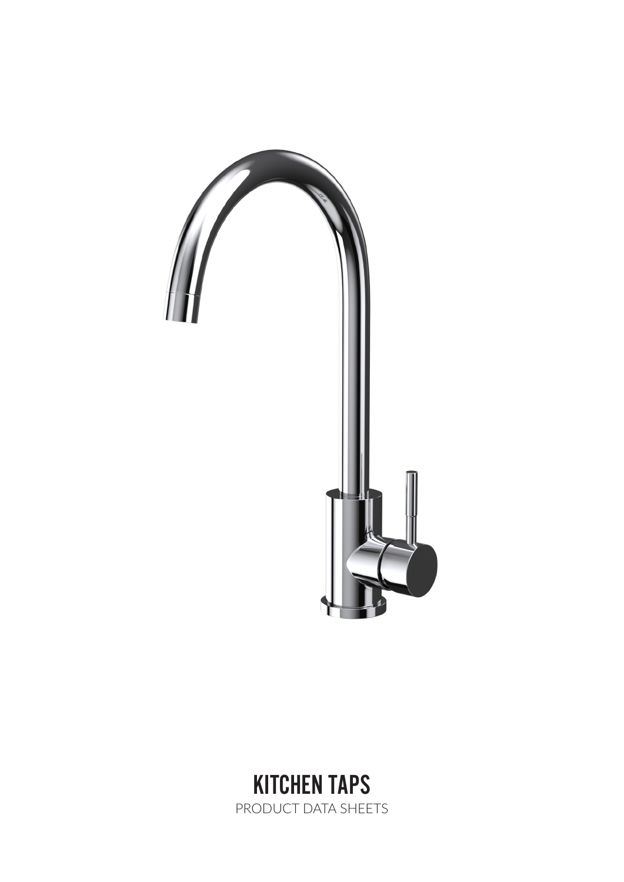# KITCHEN TAPS

PRODUCT DATA SHEETS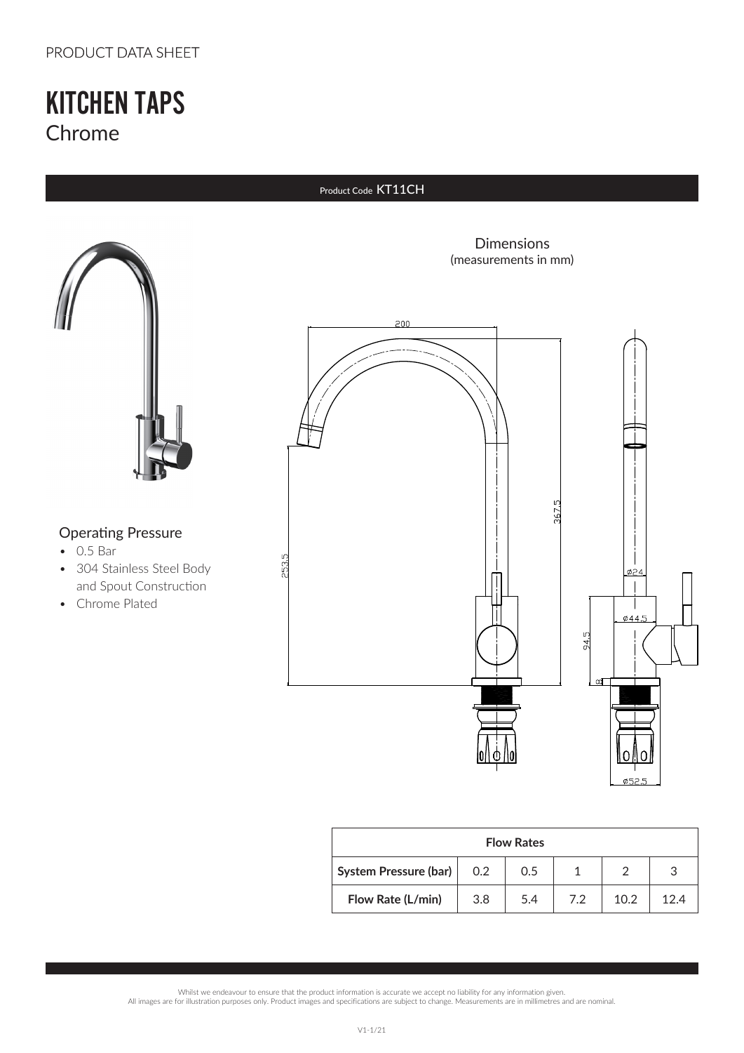PRODUCT DATA SHEET

# KITCHEN TAPS

## Chrome

Product Code KT11CH

Dimensions
(measurements in mm)

### Operating Pressure

- 0.5 Bar
- 304 Stainless Steel Body and Spout Construction
- Chrome Plated

| Flow Rates | | | | | |
|---|---|---|---|---|---|
| **System Pressure (bar)** | 0.2 | 0.5 | 1 | 2 | 3 |
| **Flow Rate (L/min)** | 3.8 | 5.4 | 7.2 | 10.2 | 12.4 |

Whilst we endeavour to ensure that the product information is accurate we accept no liability for any information given.
All images are for illustration purposes only. Product images and specifications are subject to change. Measurements are in millimetres and are nominal.

V1-1/21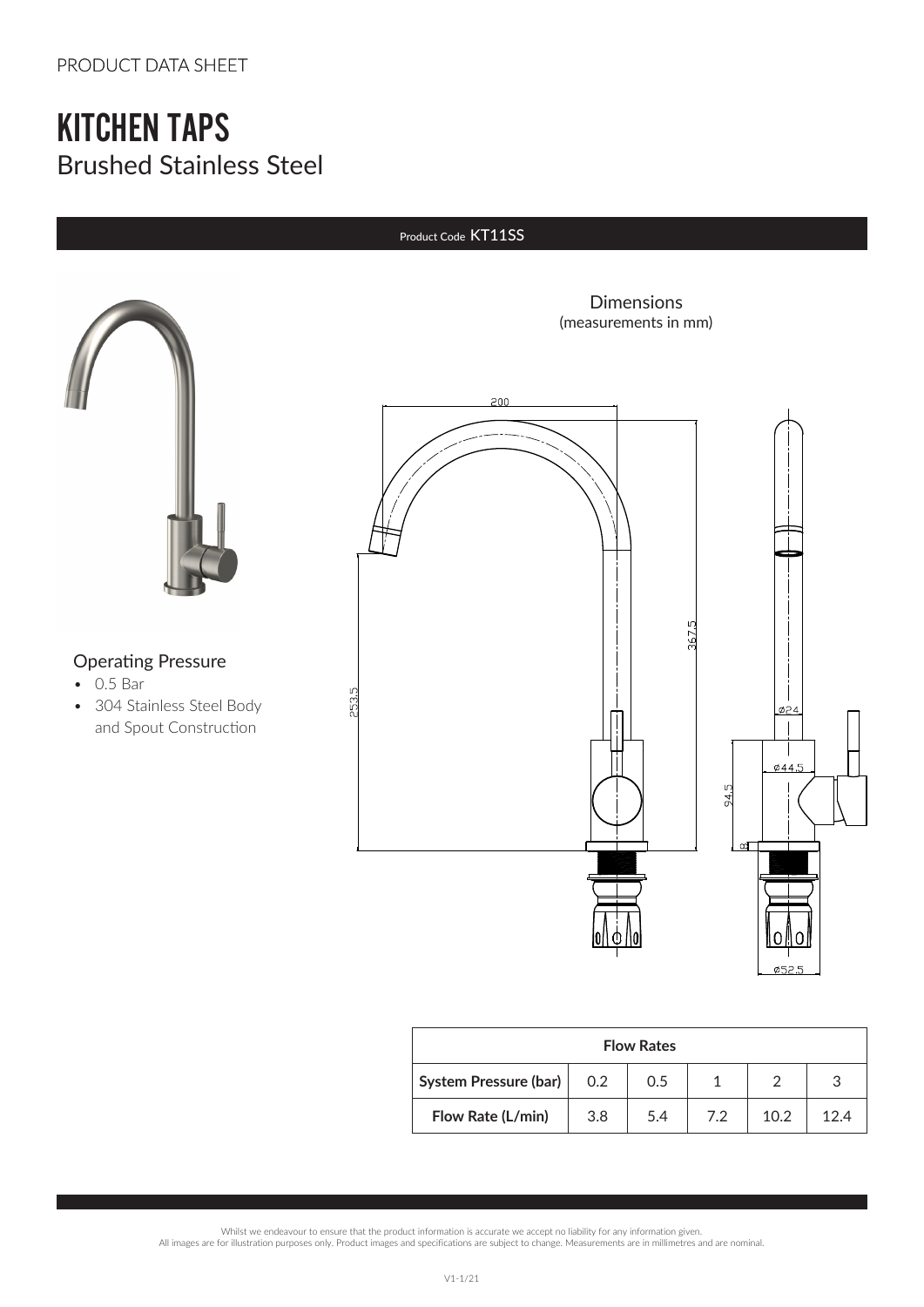PRODUCT DATA SHEET

# KITCHEN TAPS

## Brushed Stainless Steel

Product Code **KT11SS**

### Operating Pressure

- 0.5 Bar
- 304 Stainless Steel Body and Spout Construction

Dimensions
(measurements in mm)

200

367.5

253.5

Ø24

Ø44.5

94.5

8

Ø52.5

| Flow Rates | | | | | |
|---|---|---|---|---|---|
| **System Pressure (bar)** | 0.2 | 0.5 | 1 | 2 | 3 |
| **Flow Rate (L/min)** | 3.8 | 5.4 | 7.2 | 10.2 | 12.4 |

Whilst we endeavour to ensure that the product information is accurate we accept no liability for any information given.
All images are for illustration purposes only. Product images and specifications are subject to change. Measurements are in millimetres and are nominal.

V1-1/21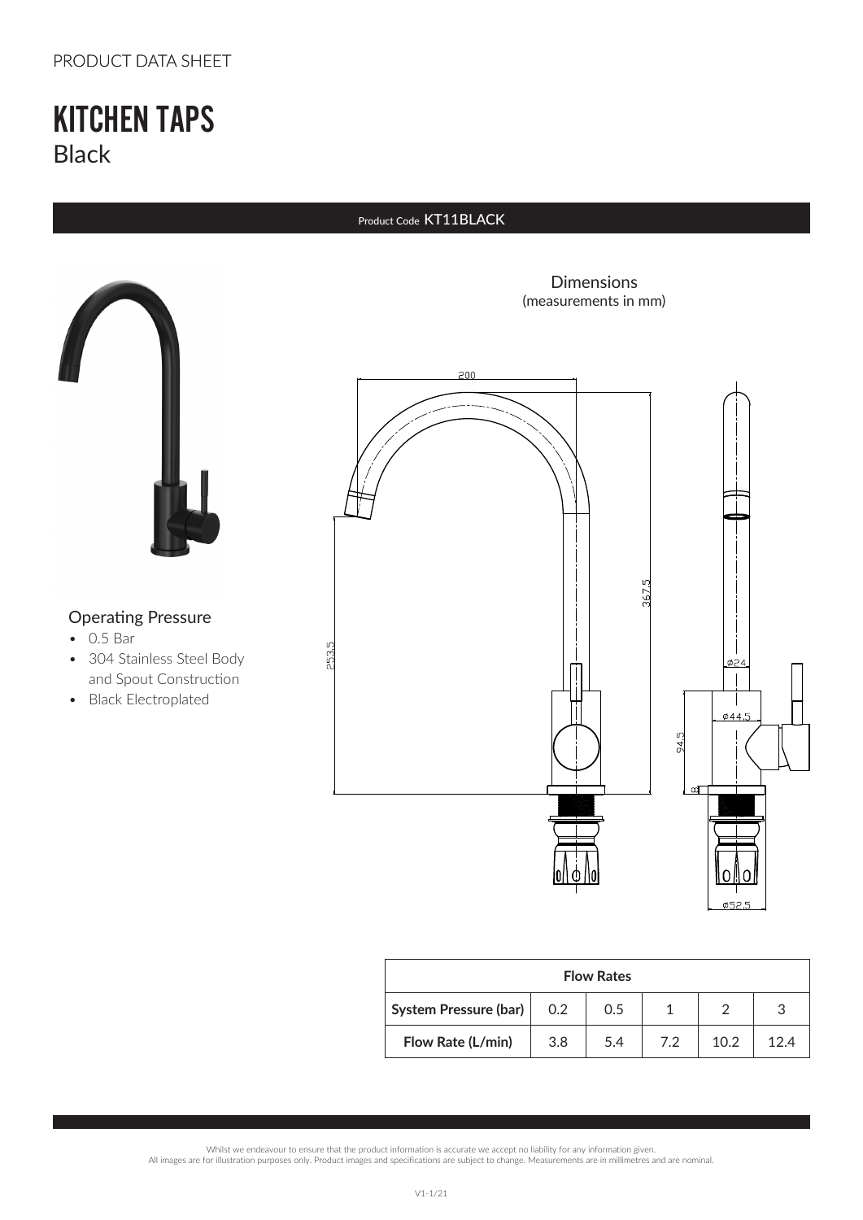PRODUCT DATA SHEET

# KITCHEN TAPS

Black

Product Code KT11BLACK

Dimensions
(measurements in mm)

200

367.5

253.5

Ø24

Ø44.5

94.5

8

Ø52.5

## Operating Pressure

- 0.5 Bar
- 304 Stainless Steel Body and Spout Construction
- Black Electroplated

| Flow Rates | | | | | |
|---|---|---|---|---|---|
| **System Pressure (bar)** | 0.2 | 0.5 | 1 | 2 | 3 |
| **Flow Rate (L/min)** | 3.8 | 5.4 | 7.2 | 10.2 | 12.4 |

Whilst we endeavour to ensure that the product information is accurate we accept no liability for any information given.
All images are for illustration purposes only. Product images and specifications are subject to change. Measurements are in millimetres and are nominal.

V1-1/21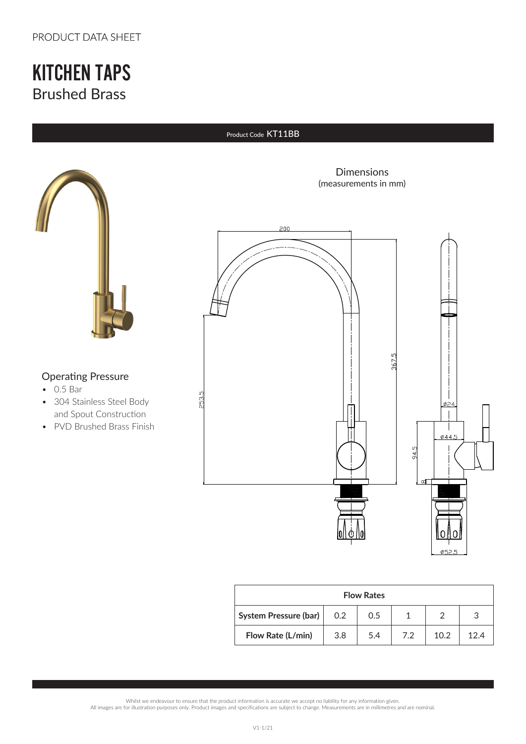PRODUCT DATA SHEET

# KITCHEN TAPS

## Brushed Brass

Product Code KT11BB

Dimensions
(measurements in mm)

200

367.5

253.5

Ø24

Ø44.5

94.5

8

Ø52.5

### Operating Pressure

- 0.5 Bar
- 304 Stainless Steel Body and Spout Construction
- PVD Brushed Brass Finish

| Flow Rates | | | | | |
|---|---|---|---|---|---|
| **System Pressure (bar)** | 0.2 | 0.5 | 1 | 2 | 3 |
| **Flow Rate (L/min)** | 3.8 | 5.4 | 7.2 | 10.2 | 12.4 |

Whilst we endeavour to ensure that the product information is accurate we accept no liability for any information given.
All images are for illustration purposes only. Product images and specifications are subject to change. Measurements are in millimetres and are nominal.

V1-1/21